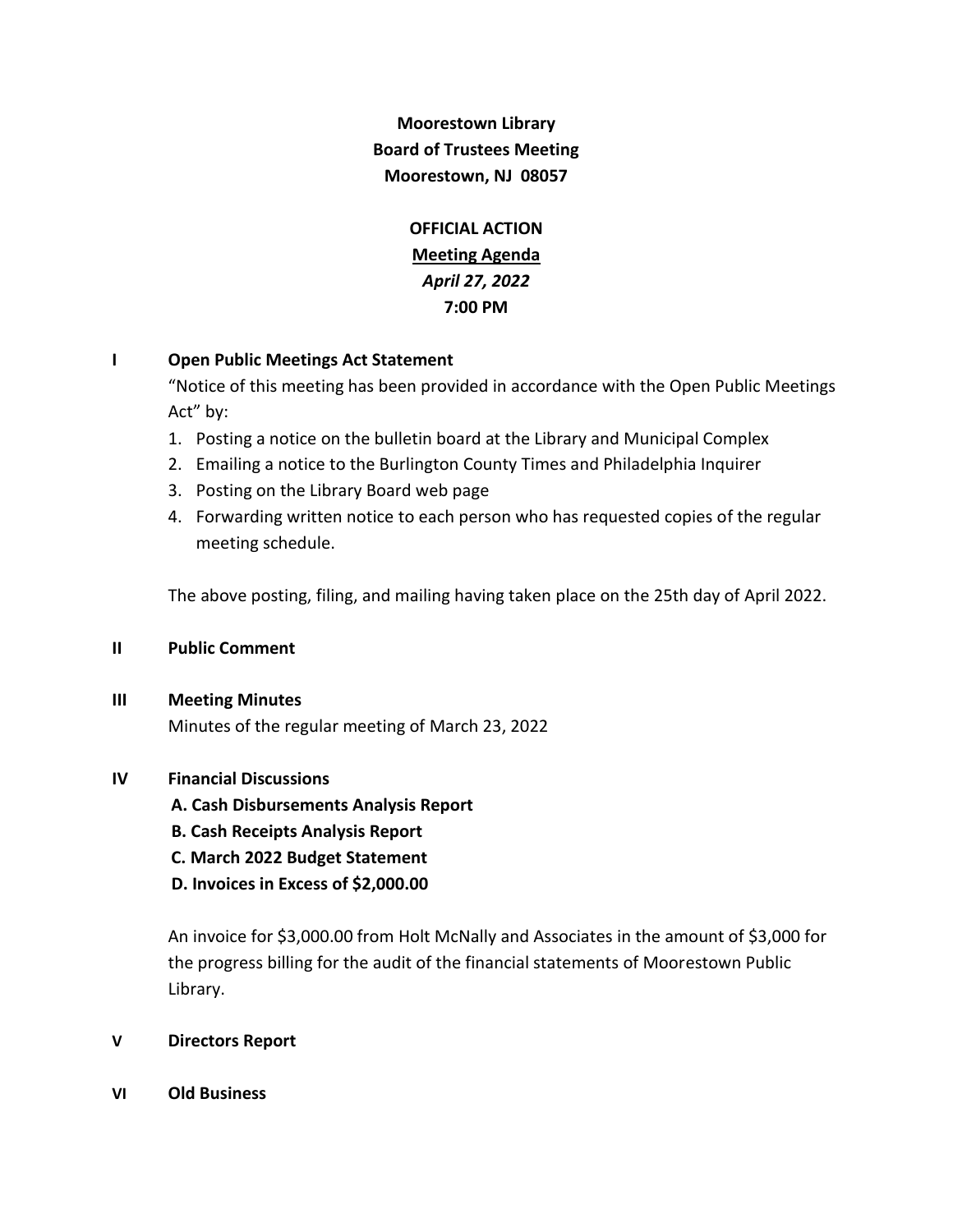**Moorestown Library**
**Board of Trustees Meeting**
**Moorestown, NJ 08057**

**OFFICIAL ACTION**
**Meeting Agenda**
***April 27, 2022***
**7:00 PM**

**I Open Public Meetings Act Statement**

"Notice of this meeting has been provided in accordance with the Open Public Meetings Act" by:

1. Posting a notice on the bulletin board at the Library and Municipal Complex
2. Emailing a notice to the Burlington County Times and Philadelphia Inquirer
3. Posting on the Library Board web page
4. Forwarding written notice to each person who has requested copies of the regular meeting schedule.

The above posting, filing, and mailing having taken place on the 25th day of April 2022.

**II Public Comment**

**III Meeting Minutes**

Minutes of the regular meeting of March 23, 2022

**IV Financial Discussions**

**A. Cash Disbursements Analysis Report**
**B. Cash Receipts Analysis Report**
**C. March 2022 Budget Statement**
**D. Invoices in Excess of $2,000.00**

An invoice for $3,000.00 from Holt McNally and Associates in the amount of $3,000 for the progress billing for the audit of the financial statements of Moorestown Public Library.

**V Directors Report**

**VI Old Business**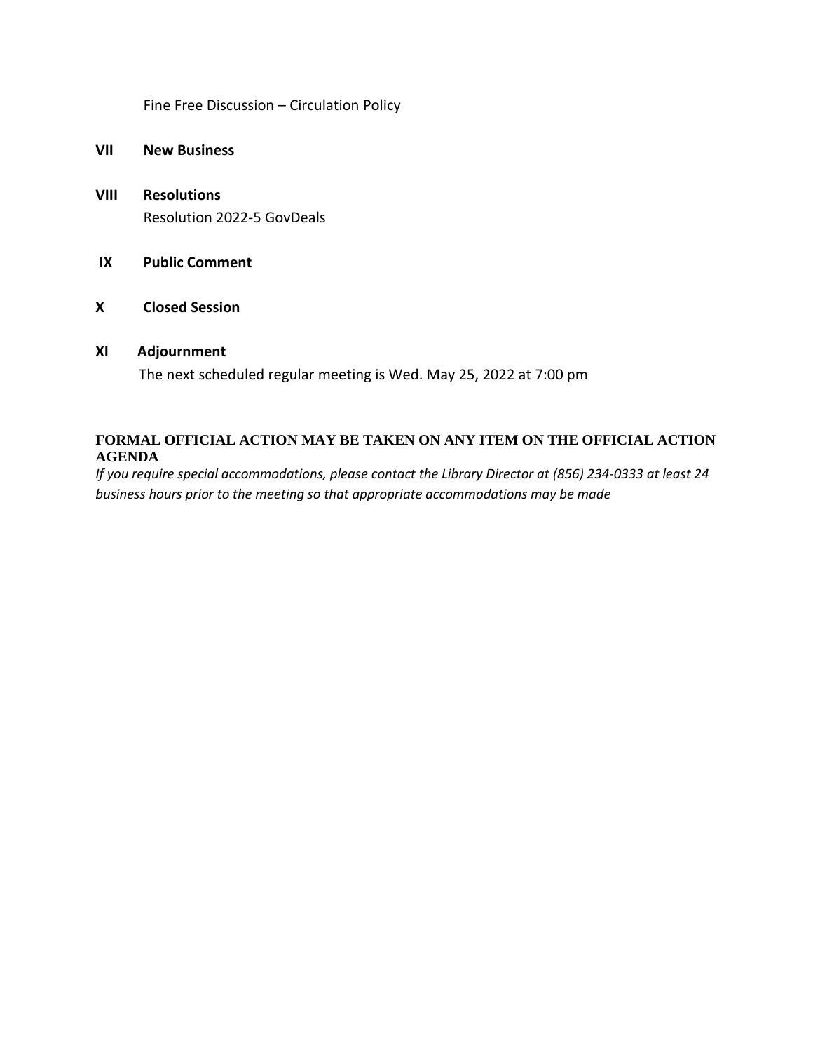Fine Free Discussion – Circulation Policy

**VII New Business**

**VIII Resolutions**

Resolution 2022-5 GovDeals

**IX Public Comment**

**X Closed Session**

**XI Adjournment**

The next scheduled regular meeting is Wed. May 25, 2022 at 7:00 pm

**FORMAL OFFICIAL ACTION MAY BE TAKEN ON ANY ITEM ON THE OFFICIAL ACTION AGENDA**

*If you require special accommodations, please contact the Library Director at (856) 234-0333 at least 24 business hours prior to the meeting so that appropriate accommodations may be made*